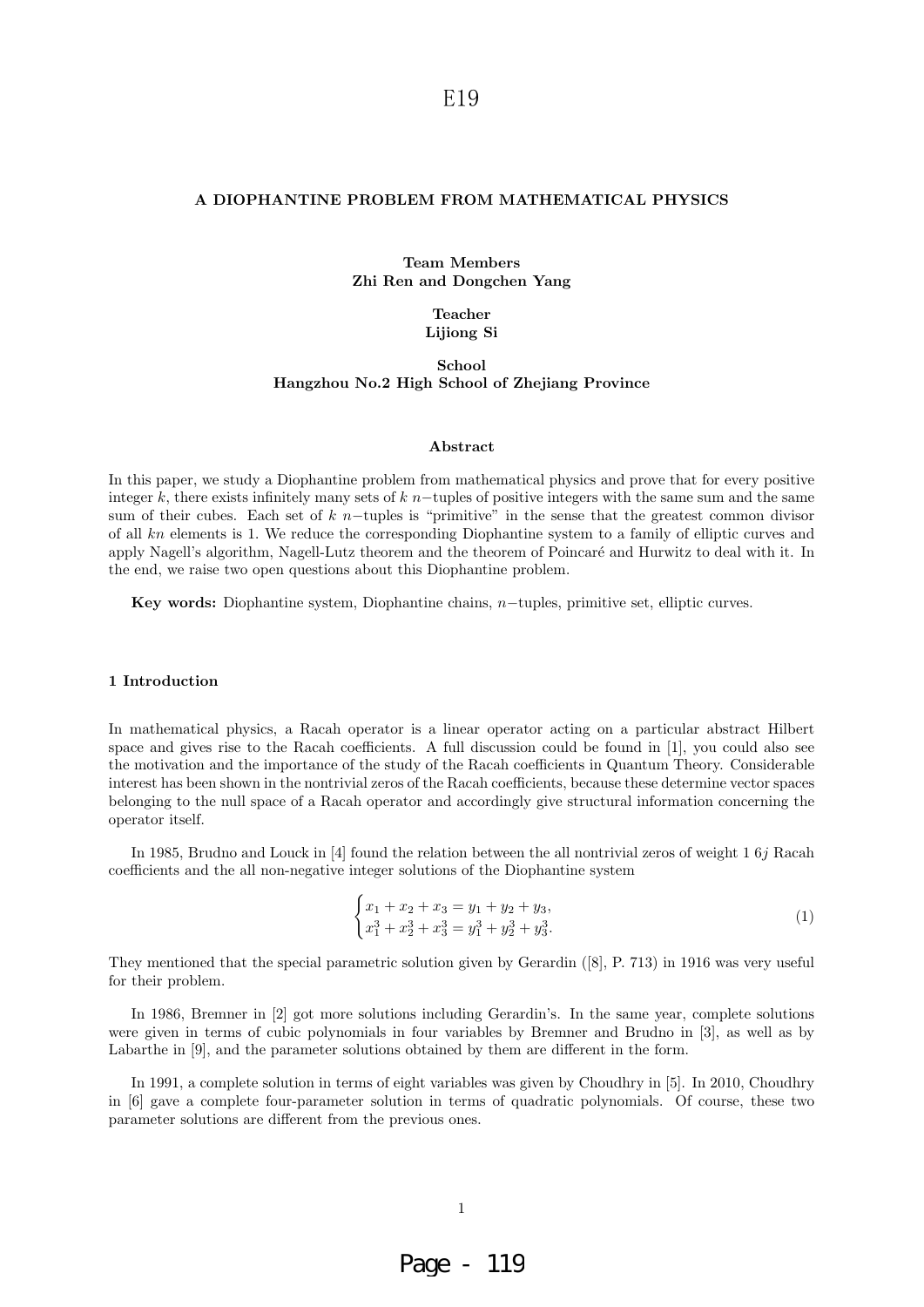E19

**A DIOPHANTINE PROBLEM FROM MATHEMATICAL PHYSICS**

**Team Members**
**Zhi Ren and Dongchen Yang**

**Teacher**
**Lijiong Si**

**School**
**Hangzhou No.2 High School of Zhejiang Province**

**Abstract**

In this paper, we study a Diophantine problem from mathematical physics and prove that for every positive integer $k$, there exists infinitely many sets of $k$ $n-$tuples of positive integers with the same sum and the same sum of their cubes. Each set of $k$ $n-$tuples is "primitive" in the sense that the greatest common divisor of all $kn$ elements is 1. We reduce the corresponding Diophantine system to a family of elliptic curves and apply Nagell's algorithm, Nagell-Lutz theorem and the theorem of Poincaré and Hurwitz to deal with it. In the end, we raise two open questions about this Diophantine problem.

**Key words:** Diophantine system, Diophantine chains, $n-$tuples, primitive set, elliptic curves.

## 1 Introduction

In mathematical physics, a Racah operator is a linear operator acting on a particular abstract Hilbert space and gives rise to the Racah coefficients. A full discussion could be found in [1], you could also see the motivation and the importance of the study of the Racah coefficients in Quantum Theory. Considerable interest has been shown in the nontrivial zeros of the Racah coefficients, because these determine vector spaces belonging to the null space of a Racah operator and accordingly give structural information concerning the operator itself.

In 1985, Brudno and Louck in [4] found the relation between the all nontrivial zeros of weight 1 $6j$ Racah coefficients and the all non-negative integer solutions of the Diophantine system

$$\begin{cases} x_1 + x_2 + x_3 = y_1 + y_2 + y_3, \\ x_1^3 + x_2^3 + x_3^3 = y_1^3 + y_2^3 + y_3^3. \end{cases} \tag{1}$$

They mentioned that the special parametric solution given by Gerardin ([8], P. 713) in 1916 was very useful for their problem.

In 1986, Bremner in [2] got more solutions including Gerardin's. In the same year, complete solutions were given in terms of cubic polynomials in four variables by Bremner and Brudno in [3], as well as by Labarthe in [9], and the parameter solutions obtained by them are different in the form.

In 1991, a complete solution in terms of eight variables was given by Choudhry in [5]. In 2010, Choudhry in [6] gave a complete four-parameter solution in terms of quadratic polynomials. Of course, these two parameter solutions are different from the previous ones.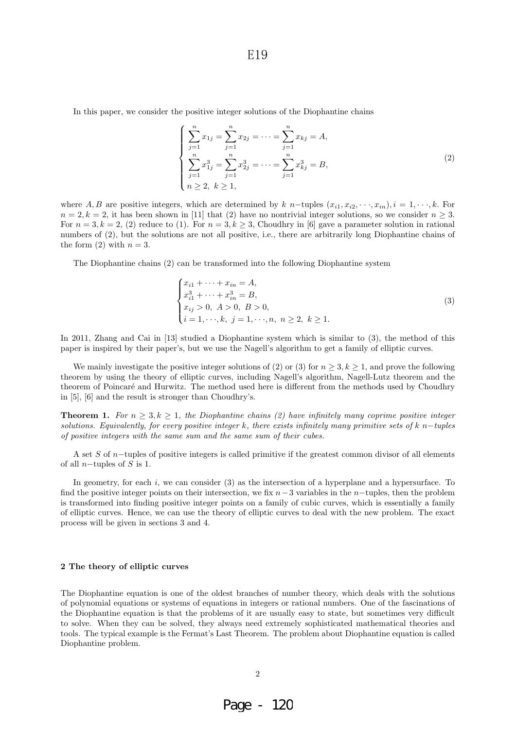In this paper, we consider the positive integer solutions of the Diophantine chains

$$
\begin{cases}
\sum\limits_{j=1}^{n} x_{1j} = \sum\limits_{j=1}^{n} x_{2j} = \cdots = \sum\limits_{j=1}^{n} x_{kj} = A, \\
\sum\limits_{j=1}^{n} x_{1j}^3 = \sum\limits_{j=1}^{n} x_{2j}^3 = \cdots = \sum\limits_{j=1}^{n} x_{kj}^3 = B, \\
n \geq 2,\ k \geq 1,
\end{cases}
\tag{2}
$$

where $A, B$ are positive integers, which are determined by $k$ $n-$tuples $(x_{i1}, x_{i2}, \cdots, x_{in}), i = 1, \cdots, k$. For $n = 2, k = 2$, it has been shown in [11] that (2) have no nontrivial integer solutions, so we consider $n \geq 3$. For $n = 3, k = 2$, (2) reduce to (1). For $n = 3, k \geq 3$, Choudhry in [6] gave a parameter solution in rational numbers of (2), but the solutions are not all positive, i.e., there are arbitrarily long Diophantine chains of the form (2) with $n = 3$.

The Diophantine chains (2) can be transformed into the following Diophantine system

$$
\begin{cases}
x_{i1} + \cdots + x_{in} = A, \\
x_{i1}^3 + \cdots + x_{in}^3 = B, \\
x_{ij} > 0,\ A > 0,\ B > 0, \\
i = 1, \cdots, k,\ j = 1, \cdots, n,\ n \geq 2,\ k \geq 1.
\end{cases}
\tag{3}
$$

In 2011, Zhang and Cai in [13] studied a Diophantine system which is similar to (3), the method of this paper is inspired by their paper's, but we use the Nagell's algorithm to get a family of elliptic curves.

We mainly investigate the positive integer solutions of (2) or (3) for $n \geq 3, k \geq 1$, and prove the following theorem by using the theory of elliptic curves, including Nagell's algorithm, Nagell-Lutz theorem and the theorem of Poincaré and Hurwitz. The method used here is different from the methods used by Choudhry in [5], [6] and the result is stronger than Choudhry's.

**Theorem 1.** *For $n \geq 3, k \geq 1$, the Diophantine chains (2) have infinitely many coprime positive integer solutions. Equivalently, for every positive integer $k$, there exists infinitely many primitive sets of $k$ $n-$tuples of positive integers with the same sum and the same sum of their cubes.*

A set $S$ of $n-$tuples of positive integers is called primitive if the greatest common divisor of all elements of all $n-$tuples of $S$ is 1.

In geometry, for each $i$, we can consider (3) as the intersection of a hyperplane and a hypersurface. To find the positive integer points on their intersection, we fix $n-3$ variables in the $n-$tuples, then the problem is transformed into finding positive integer points on a family of cubic curves, which is essentially a family of elliptic curves. Hence, we can use the theory of elliptic curves to deal with the new problem. The exact process will be given in sections 3 and 4.

## 2 The theory of elliptic curves

The Diophantine equation is one of the oldest branches of number theory, which deals with the solutions of polynomial equations or systems of equations in integers or rational numbers. One of the fascinations of the Diophantine equation is that the problems of it are usually easy to state, but sometimes very difficult to solve. When they can be solved, they always need extremely sophisticated mathematical theories and tools. The typical example is the Fermat's Last Theorem. The problem about Diophantine equation is called Diophantine problem.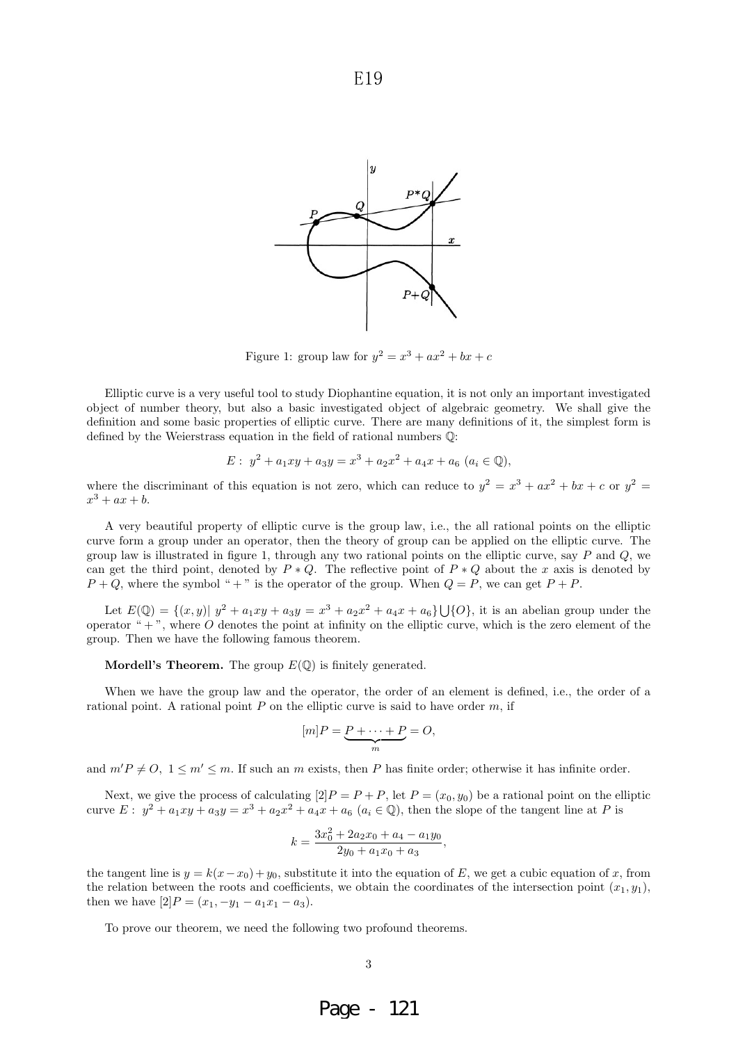Figure 1: group law for $y^2 = x^3 + ax^2 + bx + c$

Elliptic curve is a very useful tool to study Diophantine equation, it is not only an important investigated object of number theory, but also a basic investigated object of algebraic geometry. We shall give the definition and some basic properties of elliptic curve. There are many definitions of it, the simplest form is defined by the Weierstrass equation in the field of rational numbers $\mathbb{Q}$:

$$E: \ y^2 + a_1xy + a_3y = x^3 + a_2x^2 + a_4x + a_6 \ (a_i \in \mathbb{Q}),$$

where the discriminant of this equation is not zero, which can reduce to $y^2 = x^3 + ax^2 + bx + c$ or $y^2 = x^3 + ax + b$.

A very beautiful property of elliptic curve is the group law, i.e., the all rational points on the elliptic curve form a group under an operator, then the theory of group can be applied on the elliptic curve. The group law is illustrated in figure 1, through any two rational points on the elliptic curve, say $P$ and $Q$, we can get the third point, denoted by $P * Q$. The reflective point of $P * Q$ about the $x$ axis is denoted by $P + Q$, where the symbol " + " is the operator of the group. When $Q = P$, we can get $P + P$.

Let $E(\mathbb{Q}) = \{(x, y) | \ y^2 + a_1xy + a_3y = x^3 + a_2x^2 + a_4x + a_6\} \bigcup \{O\}$, it is an abelian group under the operator " + ", where $O$ denotes the point at infinity on the elliptic curve, which is the zero element of the group. Then we have the following famous theorem.

**Mordell's Theorem.** The group $E(\mathbb{Q})$ is finitely generated.

When we have the group law and the operator, the order of an element is defined, i.e., the order of a rational point. A rational point $P$ on the elliptic curve is said to have order $m$, if

$$[m]P = \underbrace{P + \cdots + P}_{m} = O,$$

and $m'P \neq O, \ 1 \leq m' \leq m$. If such an $m$ exists, then $P$ has finite order; otherwise it has infinite order.

Next, we give the process of calculating $[2]P = P + P$, let $P = (x_0, y_0)$ be a rational point on the elliptic curve $E: \ y^2 + a_1xy + a_3y = x^3 + a_2x^2 + a_4x + a_6 \ (a_i \in \mathbb{Q})$, then the slope of the tangent line at $P$ is

$$k = \frac{3x_0^2 + 2a_2x_0 + a_4 - a_1y_0}{2y_0 + a_1x_0 + a_3},$$

the tangent line is $y = k(x - x_0) + y_0$, substitute it into the equation of $E$, we get a cubic equation of $x$, from the relation between the roots and coefficients, we obtain the coordinates of the intersection point $(x_1, y_1)$, then we have $[2]P = (x_1, -y_1 - a_1x_1 - a_3)$.

To prove our theorem, we need the following two profound theorems.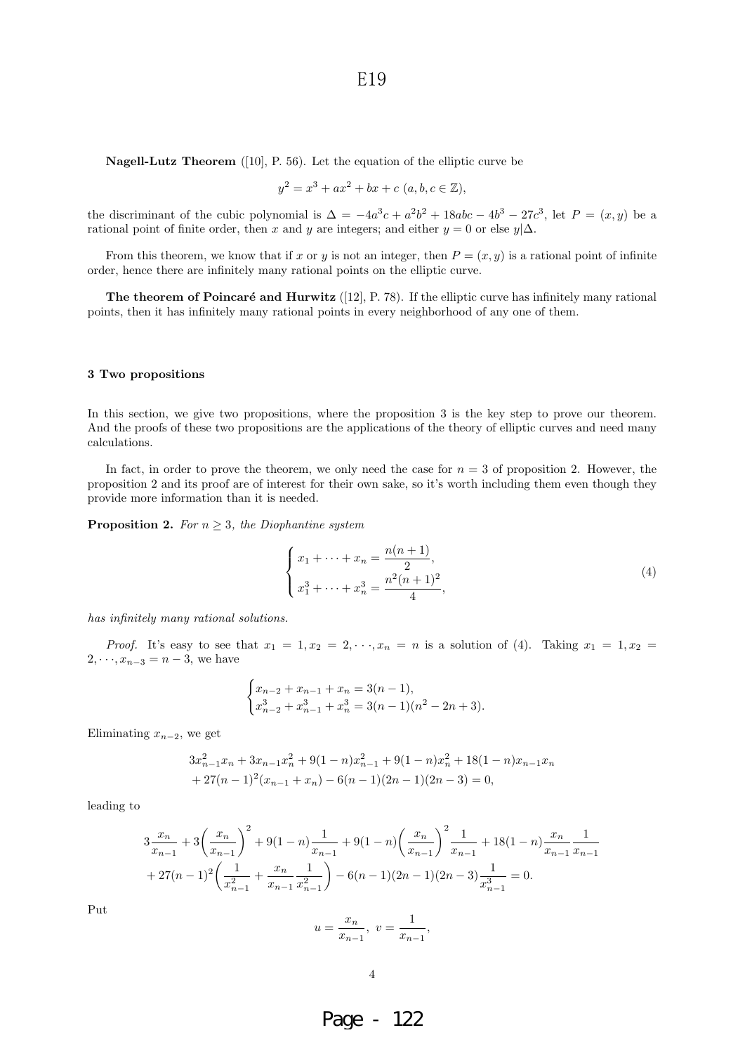**Nagell-Lutz Theorem** ([10], P. 56). Let the equation of the elliptic curve be

$$y^2 = x^3 + ax^2 + bx + c \ (a, b, c \in \mathbb{Z}),$$

the discriminant of the cubic polynomial is $\Delta = -4a^3c + a^2b^2 + 18abc - 4b^3 - 27c^3$, let $P = (x, y)$ be a rational point of finite order, then $x$ and $y$ are integers; and either $y = 0$ or else $y|\Delta$.

From this theorem, we know that if $x$ or $y$ is not an integer, then $P = (x, y)$ is a rational point of infinite order, hence there are infinitely many rational points on the elliptic curve.

**The theorem of Poincaré and Hurwitz** ([12], P. 78). If the elliptic curve has infinitely many rational points, then it has infinitely many rational points in every neighborhood of any one of them.

### 3 Two propositions

In this section, we give two propositions, where the proposition 3 is the key step to prove our theorem. And the proofs of these two propositions are the applications of the theory of elliptic curves and need many calculations.

In fact, in order to prove the theorem, we only need the case for $n = 3$ of proposition 2. However, the proposition 2 and its proof are of interest for their own sake, so it's worth including them even though they provide more information than it is needed.

**Proposition 2.** *For $n \geq 3$, the Diophantine system*

$$\begin{cases} x_1 + \cdots + x_n = \dfrac{n(n+1)}{2}, \\ x_1^3 + \cdots + x_n^3 = \dfrac{n^2(n+1)^2}{4}, \end{cases} \tag{4}$$

*has infinitely many rational solutions.*

*Proof.* It's easy to see that $x_1 = 1, x_2 = 2, \cdots, x_n = n$ is a solution of (4). Taking $x_1 = 1, x_2 = 2, \cdots, x_{n-3} = n - 3$, we have

$$\begin{cases} x_{n-2} + x_{n-1} + x_n = 3(n-1), \\ x_{n-2}^3 + x_{n-1}^3 + x_n^3 = 3(n-1)(n^2 - 2n + 3). \end{cases}$$

Eliminating $x_{n-2}$, we get

$$3x_{n-1}^2 x_n + 3x_{n-1}x_n^2 + 9(1-n)x_{n-1}^2 + 9(1-n)x_n^2 + 18(1-n)x_{n-1}x_n \\ + 27(n-1)^2(x_{n-1} + x_n) - 6(n-1)(2n-1)(2n-3) = 0,$$

leading to

$$3\frac{x_n}{x_{n-1}} + 3\left(\frac{x_n}{x_{n-1}}\right)^2 + 9(1-n)\frac{1}{x_{n-1}} + 9(1-n)\left(\frac{x_n}{x_{n-1}}\right)^2 \frac{1}{x_{n-1}} + 18(1-n)\frac{x_n}{x_{n-1}}\frac{1}{x_{n-1}} \\ + 27(n-1)^2\left(\frac{1}{x_{n-1}^2} + \frac{x_n}{x_{n-1}}\frac{1}{x_{n-1}^2}\right) - 6(n-1)(2n-1)(2n-3)\frac{1}{x_{n-1}^3} = 0.$$

Put

$$u = \frac{x_n}{x_{n-1}}, \ v = \frac{1}{x_{n-1}},$$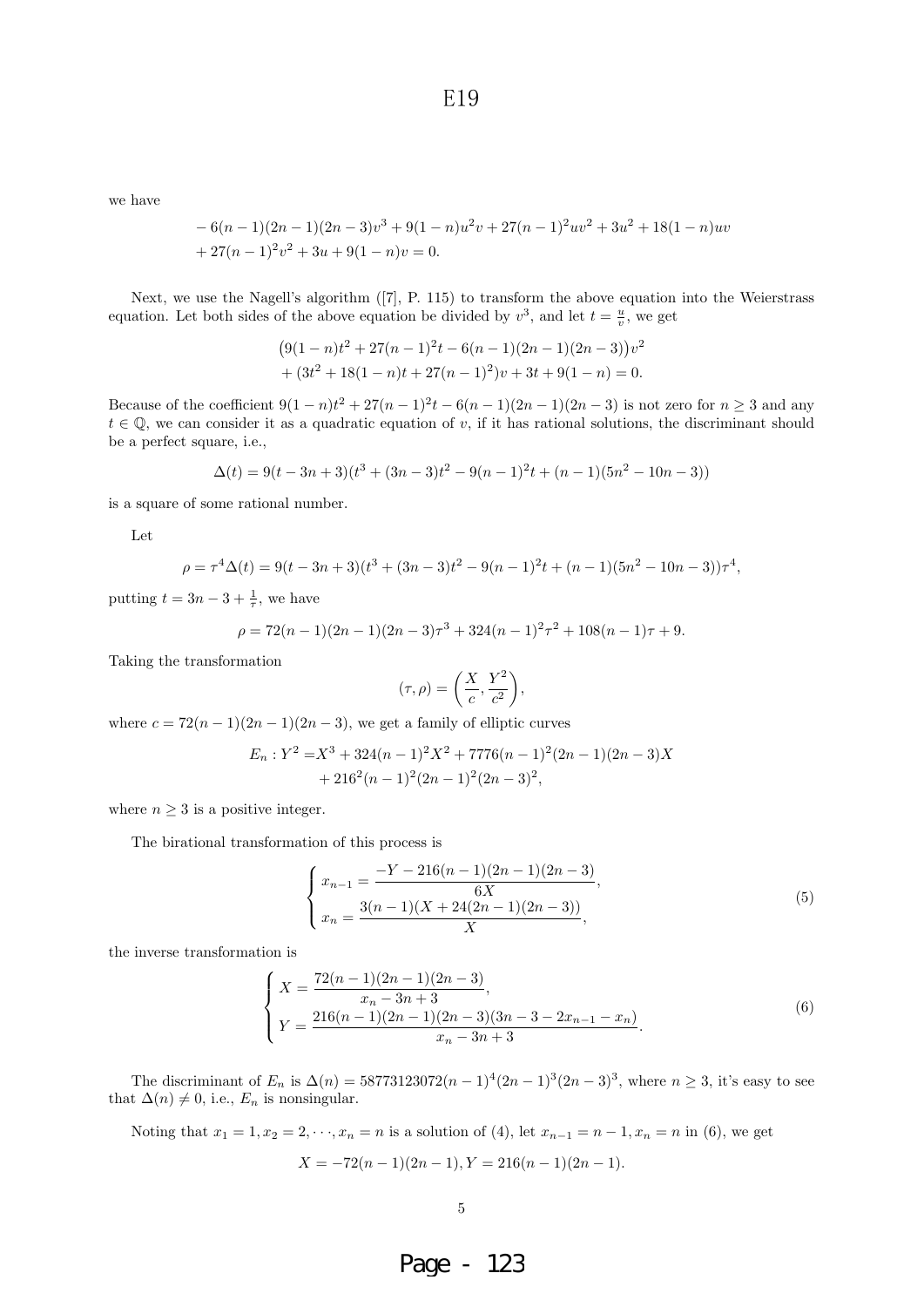we have

$$
\begin{aligned}
&-6(n-1)(2n-1)(2n-3)v^3+9(1-n)u^2v+27(n-1)^2uv^2+3u^2+18(1-n)uv\\
&+27(n-1)^2v^2+3u+9(1-n)v=0.
\end{aligned}
$$

Next, we use the Nagell's algorithm ([7], P. 115) to transform the above equation into the Weierstrass equation. Let both sides of the above equation be divided by $v^3$, and let $t=\frac{u}{v}$, we get

$$
\begin{aligned}
&\big(9(1-n)t^2+27(n-1)^2t-6(n-1)(2n-1)(2n-3)\big)v^2\\
&+(3t^2+18(1-n)t+27(n-1)^2)v+3t+9(1-n)=0.
\end{aligned}
$$

Because of the coefficient $9(1-n)t^2+27(n-1)^2t-6(n-1)(2n-1)(2n-3)$ is not zero for $n\geq 3$ and any $t\in\mathbb{Q}$, we can consider it as a quadratic equation of $v$, if it has rational solutions, the discriminant should be a perfect square, i.e.,

$$
\Delta(t)=9(t-3n+3)(t^3+(3n-3)t^2-9(n-1)^2t+(n-1)(5n^2-10n-3))
$$

is a square of some rational number.

Let

$$
\rho=\tau^4\Delta(t)=9(t-3n+3)(t^3+(3n-3)t^2-9(n-1)^2t+(n-1)(5n^2-10n-3))\tau^4,
$$

putting $t=3n-3+\frac{1}{\tau}$, we have

$$
\rho=72(n-1)(2n-1)(2n-3)\tau^3+324(n-1)^2\tau^2+108(n-1)\tau+9.
$$

Taking the transformation

$$
(\tau,\rho)=\left(\frac{X}{c},\frac{Y^2}{c^2}\right),
$$

where $c=72(n-1)(2n-1)(2n-3)$, we get a family of elliptic curves

$$
\begin{aligned}
E_n: Y^2=&X^3+324(n-1)^2X^2+7776(n-1)^2(2n-1)(2n-3)X\\
&+216^2(n-1)^2(2n-1)^2(2n-3)^2,
\end{aligned}
$$

where $n\geq 3$ is a positive integer.

The birational transformation of this process is

$$
\begin{cases}
x_{n-1}=\dfrac{-Y-216(n-1)(2n-1)(2n-3)}{6X},\\
x_n=\dfrac{3(n-1)(X+24(2n-1)(2n-3))}{X},
\end{cases}
\tag{5}
$$

the inverse transformation is

$$
\begin{cases}
X=\dfrac{72(n-1)(2n-1)(2n-3)}{x_n-3n+3},\\
Y=\dfrac{216(n-1)(2n-1)(2n-3)(3n-3-2x_{n-1}-x_n)}{x_n-3n+3}.
\end{cases}
\tag{6}
$$

The discriminant of $E_n$ is $\Delta(n)=58773123072(n-1)^4(2n-1)^3(2n-3)^3$, where $n\geq 3$, it's easy to see that $\Delta(n)\neq 0$, i.e., $E_n$ is nonsingular.

Noting that $x_1=1,x_2=2,\cdots,x_n=n$ is a solution of (4), let $x_{n-1}=n-1,x_n=n$ in (6), we get

$$
X=-72(n-1)(2n-1),Y=216(n-1)(2n-1).
$$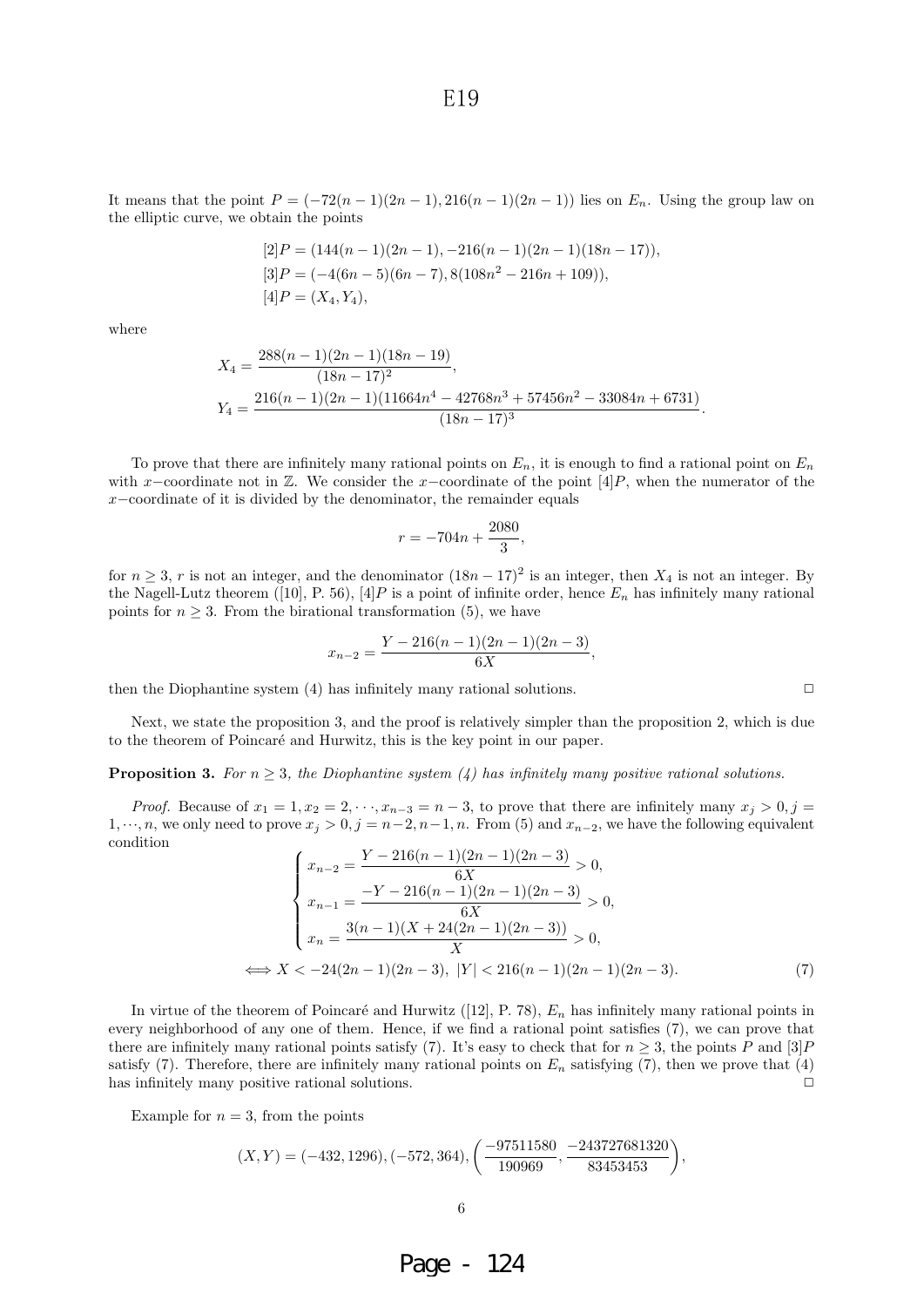It means that the point $P = (-72(n-1)(2n-1), 216(n-1)(2n-1))$ lies on $E_n$. Using the group law on the elliptic curve, we obtain the points

$$
\begin{aligned}
&[2]P = (144(n-1)(2n-1), -216(n-1)(2n-1)(18n-17)),\\
&[3]P = (-4(6n-5)(6n-7), 8(108n^2-216n+109)),\\
&[4]P = (X_4, Y_4),
\end{aligned}
$$

where

$$
\begin{aligned}
X_4 &= \frac{288(n-1)(2n-1)(18n-19)}{(18n-17)^2},\\
Y_4 &= \frac{216(n-1)(2n-1)(11664n^4-42768n^3+57456n^2-33084n+6731)}{(18n-17)^3}.
\end{aligned}
$$

To prove that there are infinitely many rational points on $E_n$, it is enough to find a rational point on $E_n$ with $x-$coordinate not in $\mathbb{Z}$. We consider the $x-$coordinate of the point $[4]P$, when the numerator of the $x-$coordinate of it is divided by the denominator, the remainder equals

$$
r = -704n + \frac{2080}{3},
$$

for $n \geq 3$, $r$ is not an integer, and the denominator $(18n-17)^2$ is an integer, then $X_4$ is not an integer. By the Nagell-Lutz theorem ([10], P. 56), $[4]P$ is a point of infinite order, hence $E_n$ has infinitely many rational points for $n \geq 3$. From the birational transformation (5), we have

$$
x_{n-2} = \frac{Y - 216(n-1)(2n-1)(2n-3)}{6X},
$$

then the Diophantine system (4) has infinitely many rational solutions. □

Next, we state the proposition 3, and the proof is relatively simpler than the proposition 2, which is due to the theorem of Poincaré and Hurwitz, this is the key point in our paper.

**Proposition 3.** *For $n \geq 3$, the Diophantine system (4) has infinitely many positive rational solutions.*

*Proof.* Because of $x_1 = 1, x_2 = 2, \cdots, x_{n-3} = n-3$, to prove that there are infinitely many $x_j > 0, j = 1, \cdots, n$, we only need to prove $x_j > 0, j = n-2, n-1, n$. From (5) and $x_{n-2}$, we have the following equivalent condition

$$
\begin{cases}
x_{n-2} = \dfrac{Y - 216(n-1)(2n-1)(2n-3)}{6X} > 0,\\
x_{n-1} = \dfrac{-Y - 216(n-1)(2n-1)(2n-3)}{6X} > 0,\\
x_n = \dfrac{3(n-1)(X + 24(2n-1)(2n-3))}{X} > 0,
\end{cases}
$$

$$
\Longleftrightarrow X < -24(2n-1)(2n-3),\ |Y| < 216(n-1)(2n-1)(2n-3). \tag{7}
$$

In virtue of the theorem of Poincaré and Hurwitz ([12], P. 78), $E_n$ has infinitely many rational points in every neighborhood of any one of them. Hence, if we find a rational point satisfies (7), we can prove that there are infinitely many rational points satisfy (7). It's easy to check that for $n \geq 3$, the points $P$ and $[3]P$ satisfy (7). Therefore, there are infinitely many rational points on $E_n$ satisfying (7), then we prove that (4) has infinitely many positive rational solutions. □

Example for $n = 3$, from the points

$$
(X, Y) = (-432, 1296), (-572, 364), \left(\frac{-97511580}{190969}, \frac{-243727681320}{83453453}\right),
$$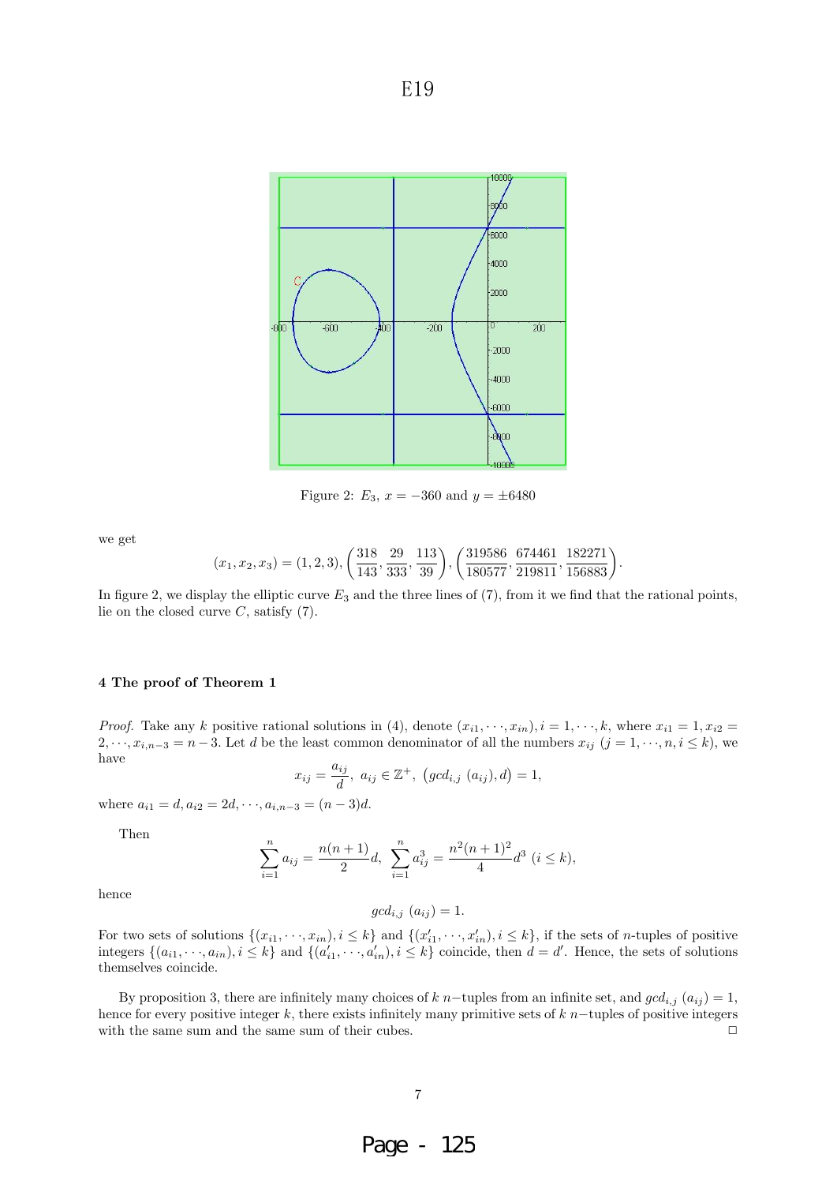Figure 2: $E_3$, $x = -360$ and $y = \pm 6480$

we get

$$(x_1, x_2, x_3) = (1, 2, 3), \left(\frac{318}{143}, \frac{29}{333}, \frac{113}{39}\right), \left(\frac{319586}{180577}, \frac{674461}{219811}, \frac{182271}{156883}\right).$$

In figure 2, we display the elliptic curve $E_3$ and the three lines of (7), from it we find that the rational points, lie on the closed curve $C$, satisfy (7).

### 4 The proof of Theorem 1

*Proof.* Take any $k$ positive rational solutions in (4), denote $(x_{i1}, \cdots, x_{in}), i = 1, \cdots, k$, where $x_{i1} = 1, x_{i2} = 2, \cdots, x_{i,n-3} = n-3$. Let $d$ be the least common denominator of all the numbers $x_{ij}$ $(j = 1, \cdots, n, i \leq k)$, we have

$$x_{ij} = \frac{a_{ij}}{d},\ a_{ij} \in \mathbb{Z}^+,\ \left(gcd_{i,j}\ (a_{ij}), d\right) = 1,$$

where $a_{i1} = d, a_{i2} = 2d, \cdots, a_{i,n-3} = (n-3)d$.

Then

$$\sum_{i=1}^{n} a_{ij} = \frac{n(n+1)}{2}d,\ \sum_{i=1}^{n} a_{ij}^3 = \frac{n^2(n+1)^2}{4}d^3\ (i \leq k),$$

hence

$$gcd_{i,j}\ (a_{ij}) = 1.$$

For two sets of solutions $\{(x_{i1}, \cdots, x_{in}), i \leq k\}$ and $\{(x'_{i1}, \cdots, x'_{in}), i \leq k\}$, if the sets of $n$-tuples of positive integers $\{(a_{i1}, \cdots, a_{in}), i \leq k\}$ and $\{(a'_{i1}, \cdots, a'_{in}), i \leq k\}$ coincide, then $d = d'$. Hence, the sets of solutions themselves coincide.

By proposition 3, there are infinitely many choices of $k$ $n-$tuples from an infinite set, and $gcd_{i,j}\ (a_{ij}) = 1$, hence for every positive integer $k$, there exists infinitely many primitive sets of $k$ $n-$tuples of positive integers with the same sum and the same sum of their cubes. □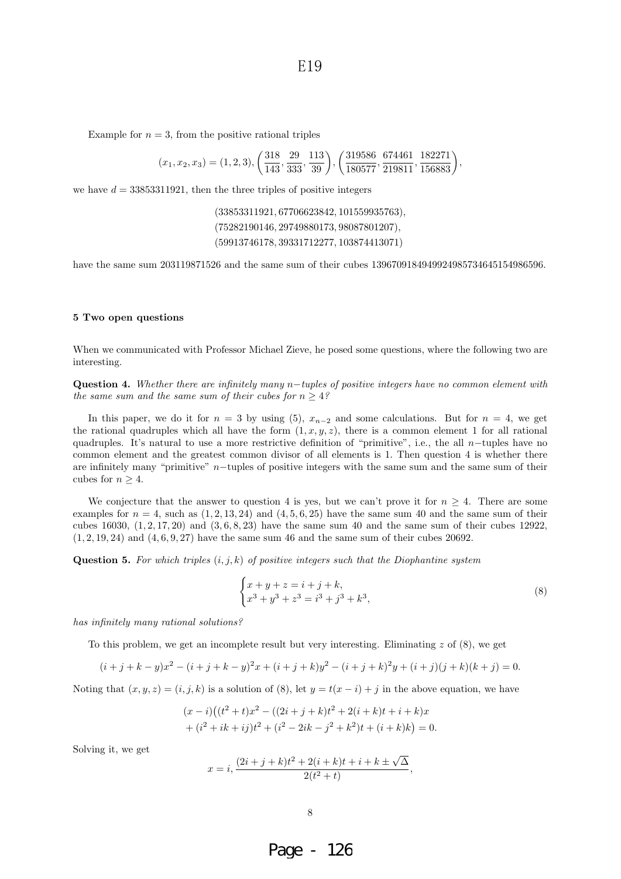Example for $n = 3$, from the positive rational triples

$$(x_1, x_2, x_3) = (1, 2, 3), \left(\frac{318}{143}, \frac{29}{333}, \frac{113}{39}\right), \left(\frac{319586}{180577}, \frac{674461}{219811}, \frac{182271}{156883}\right),$$

we have $d = 33853311921$, then the three triples of positive integers

$$(33853311921, 67706623842, 101559935763),$$
$$(75282190146, 29749880173, 98087801207),$$
$$(59913746178, 39331712277, 103874413071)$$

have the same sum 203119871526 and the same sum of their cubes 1396709184949924985734645154986596.

### 5 Two open questions

When we communicated with Professor Michael Zieve, he posed some questions, where the following two are interesting.

**Question 4.** *Whether there are infinitely many $n-$tuples of positive integers have no common element with the same sum and the same sum of their cubes for $n \geq 4$?*

In this paper, we do it for $n = 3$ by using (5), $x_{n-2}$ and some calculations. But for $n = 4$, we get the rational quadruples which all have the form $(1, x, y, z)$, there is a common element 1 for all rational quadruples. It's natural to use a more restrictive definition of "primitive", i.e., the all $n-$tuples have no common element and the greatest common divisor of all elements is 1. Then question 4 is whether there are infinitely many "primitive" $n-$tuples of positive integers with the same sum and the same sum of their cubes for $n \geq 4$.

We conjecture that the answer to question 4 is yes, but we can't prove it for $n \geq 4$. There are some examples for $n = 4$, such as $(1, 2, 13, 24)$ and $(4, 5, 6, 25)$ have the same sum 40 and the same sum of their cubes 16030, $(1, 2, 17, 20)$ and $(3, 6, 8, 23)$ have the same sum 40 and the same sum of their cubes 12922, $(1, 2, 19, 24)$ and $(4, 6, 9, 27)$ have the same sum 46 and the same sum of their cubes 20692.

**Question 5.** *For which triples $(i, j, k)$ of positive integers such that the Diophantine system*

$$\begin{cases} x + y + z = i + j + k, \\ x^3 + y^3 + z^3 = i^3 + j^3 + k^3, \end{cases} \tag{8}$$

*has infinitely many rational solutions?*

To this problem, we get an incomplete result but very interesting. Eliminating $z$ of (8), we get

$$(i + j + k - y)x^2 - (i + j + k - y)^2 x + (i + j + k)y^2 - (i + j + k)^2 y + (i + j)(j + k)(k + j) = 0.$$

Noting that $(x, y, z) = (i, j, k)$ is a solution of (8), let $y = t(x - i) + j$ in the above equation, we have

$$\begin{aligned}(x - i)\big((t^2 + t)x^2 - ((2i + j + k)t^2 + 2(i + k)t + i + k)x \\ + (i^2 + ik + ij)t^2 + (i^2 - 2ik - j^2 + k^2)t + (i + k)k\big) = 0.\end{aligned}$$

Solving it, we get

$$x = i, \frac{(2i + j + k)t^2 + 2(i + k)t + i + k \pm \sqrt{\Delta}}{2(t^2 + t)},$$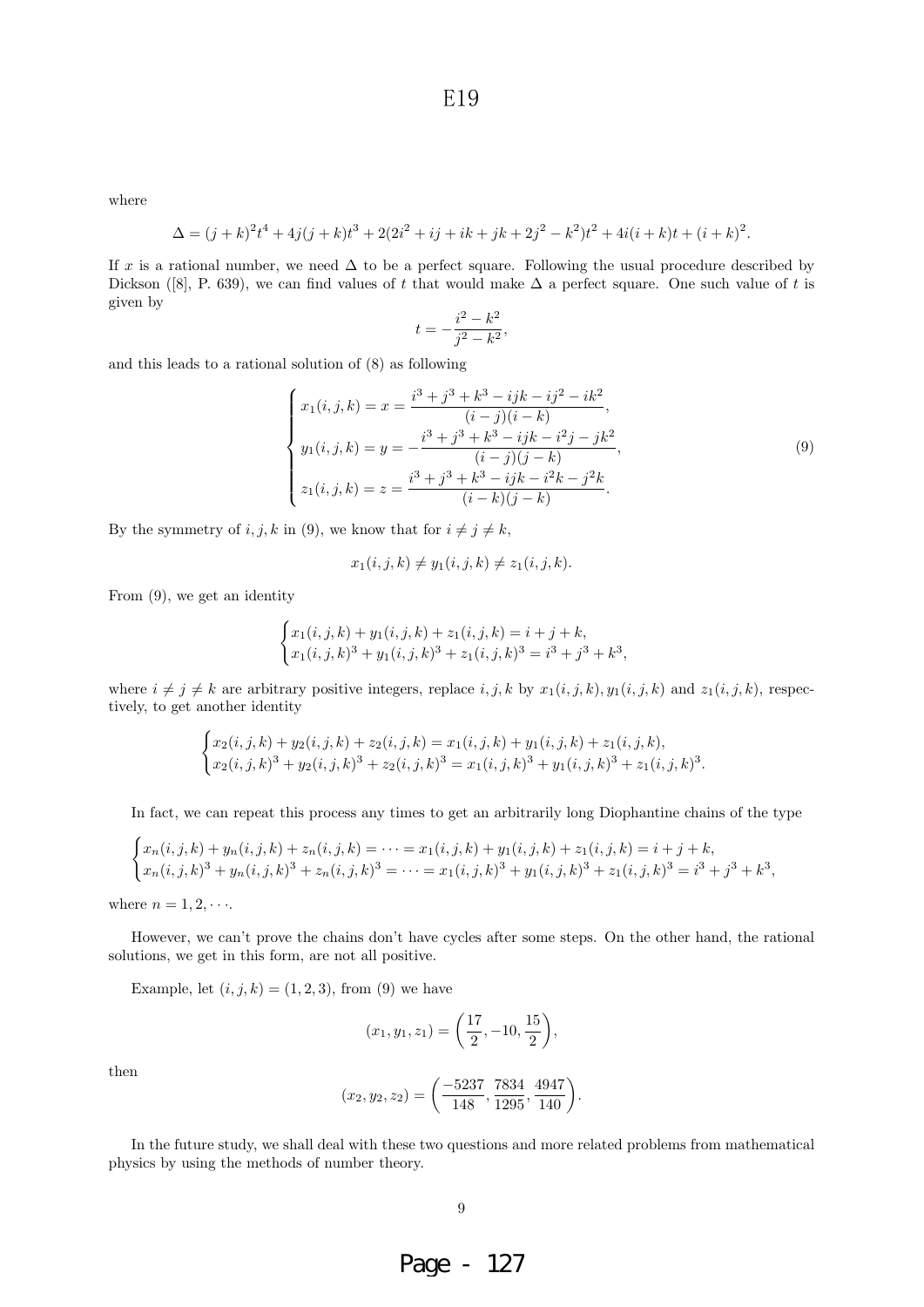where

$$\Delta = (j+k)^2t^4 + 4j(j+k)t^3 + 2(2i^2+ij+ik+jk+2j^2-k^2)t^2 + 4i(i+k)t + (i+k)^2.$$

If $x$ is a rational number, we need $\Delta$ to be a perfect square. Following the usual procedure described by Dickson ([8], P. 639), we can find values of $t$ that would make $\Delta$ a perfect square. One such value of $t$ is given by

$$t = -\frac{i^2-k^2}{j^2-k^2},$$

and this leads to a rational solution of (8) as following

$$\begin{cases} x_1(i,j,k) = x = \dfrac{i^3+j^3+k^3-ijk-ij^2-ik^2}{(i-j)(i-k)}, \\ y_1(i,j,k) = y = -\dfrac{i^3+j^3+k^3-ijk-i^2j-jk^2}{(i-j)(j-k)}, \\ z_1(i,j,k) = z = \dfrac{i^3+j^3+k^3-ijk-i^2k-j^2k}{(i-k)(j-k)}. \end{cases} \tag{9}$$

By the symmetry of $i,j,k$ in (9), we know that for $i \neq j \neq k$,

$$x_1(i,j,k) \neq y_1(i,j,k) \neq z_1(i,j,k).$$

From (9), we get an identity

$$\begin{cases} x_1(i,j,k) + y_1(i,j,k) + z_1(i,j,k) = i+j+k, \\ x_1(i,j,k)^3 + y_1(i,j,k)^3 + z_1(i,j,k)^3 = i^3+j^3+k^3, \end{cases}$$

where $i \neq j \neq k$ are arbitrary positive integers, replace $i,j,k$ by $x_1(i,j,k), y_1(i,j,k)$ and $z_1(i,j,k)$, respectively, to get another identity

$$\begin{cases} x_2(i,j,k) + y_2(i,j,k) + z_2(i,j,k) = x_1(i,j,k) + y_1(i,j,k) + z_1(i,j,k), \\ x_2(i,j,k)^3 + y_2(i,j,k)^3 + z_2(i,j,k)^3 = x_1(i,j,k)^3 + y_1(i,j,k)^3 + z_1(i,j,k)^3. \end{cases}$$

In fact, we can repeat this process any times to get an arbitrarily long Diophantine chains of the type

$$\begin{cases} x_n(i,j,k) + y_n(i,j,k) + z_n(i,j,k) = \cdots = x_1(i,j,k) + y_1(i,j,k) + z_1(i,j,k) = i+j+k, \\ x_n(i,j,k)^3 + y_n(i,j,k)^3 + z_n(i,j,k)^3 = \cdots = x_1(i,j,k)^3 + y_1(i,j,k)^3 + z_1(i,j,k)^3 = i^3+j^3+k^3, \end{cases}$$

where $n = 1, 2, \cdots$.

However, we can't prove the chains don't have cycles after some steps. On the other hand, the rational solutions, we get in this form, are not all positive.

Example, let $(i,j,k) = (1,2,3)$, from (9) we have

$$(x_1, y_1, z_1) = \left(\frac{17}{2}, -10, \frac{15}{2}\right),$$

then

$$(x_2, y_2, z_2) = \left(\frac{-5237}{148}, \frac{7834}{1295}, \frac{4947}{140}\right).$$

In the future study, we shall deal with these two questions and more related problems from mathematical physics by using the methods of number theory.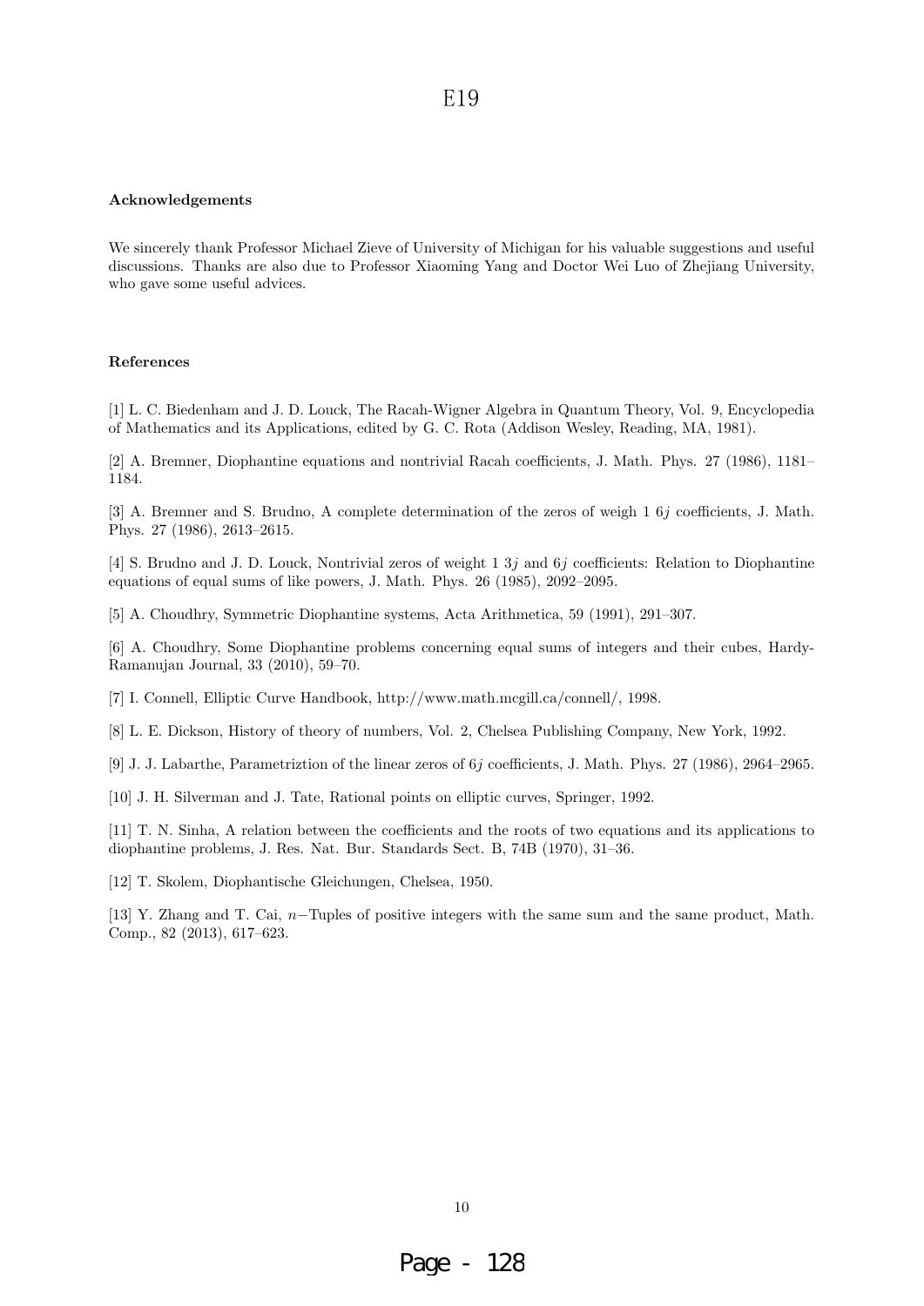### Acknowledgements

We sincerely thank Professor Michael Zieve of University of Michigan for his valuable suggestions and useful discussions. Thanks are also due to Professor Xiaoming Yang and Doctor Wei Luo of Zhejiang University, who gave some useful advices.

### References

[1] L. C. Biedenham and J. D. Louck, The Racah-Wigner Algebra in Quantum Theory, Vol. 9, Encyclopedia of Mathematics and its Applications, edited by G. C. Rota (Addison Wesley, Reading, MA, 1981).

[2] A. Bremner, Diophantine equations and nontrivial Racah coefficients, J. Math. Phys. 27 (1986), 1181–1184.

[3] A. Bremner and S. Brudno, A complete determination of the zeros of weigh 1 $6j$ coefficients, J. Math. Phys. 27 (1986), 2613–2615.

[4] S. Brudno and J. D. Louck, Nontrivial zeros of weight 1 $3j$ and $6j$ coefficients: Relation to Diophantine equations of equal sums of like powers, J. Math. Phys. 26 (1985), 2092–2095.

[5] A. Choudhry, Symmetric Diophantine systems, Acta Arithmetica, 59 (1991), 291–307.

[6] A. Choudhry, Some Diophantine problems concerning equal sums of integers and their cubes, Hardy-Ramanujan Journal, 33 (2010), 59–70.

[7] I. Connell, Elliptic Curve Handbook, http://www.math.mcgill.ca/connell/, 1998.

[8] L. E. Dickson, History of theory of numbers, Vol. 2, Chelsea Publishing Company, New York, 1992.

[9] J. J. Labarthe, Parametriztion of the linear zeros of $6j$ coefficients, J. Math. Phys. 27 (1986), 2964–2965.

[10] J. H. Silverman and J. Tate, Rational points on elliptic curves, Springer, 1992.

[11] T. N. Sinha, A relation between the coefficients and the roots of two equations and its applications to diophantine problems, J. Res. Nat. Bur. Standards Sect. B, 74B (1970), 31–36.

[12] T. Skolem, Diophantische Gleichungen, Chelsea, 1950.

[13] Y. Zhang and T. Cai, $n-$Tuples of positive integers with the same sum and the same product, Math. Comp., 82 (2013), 617–623.